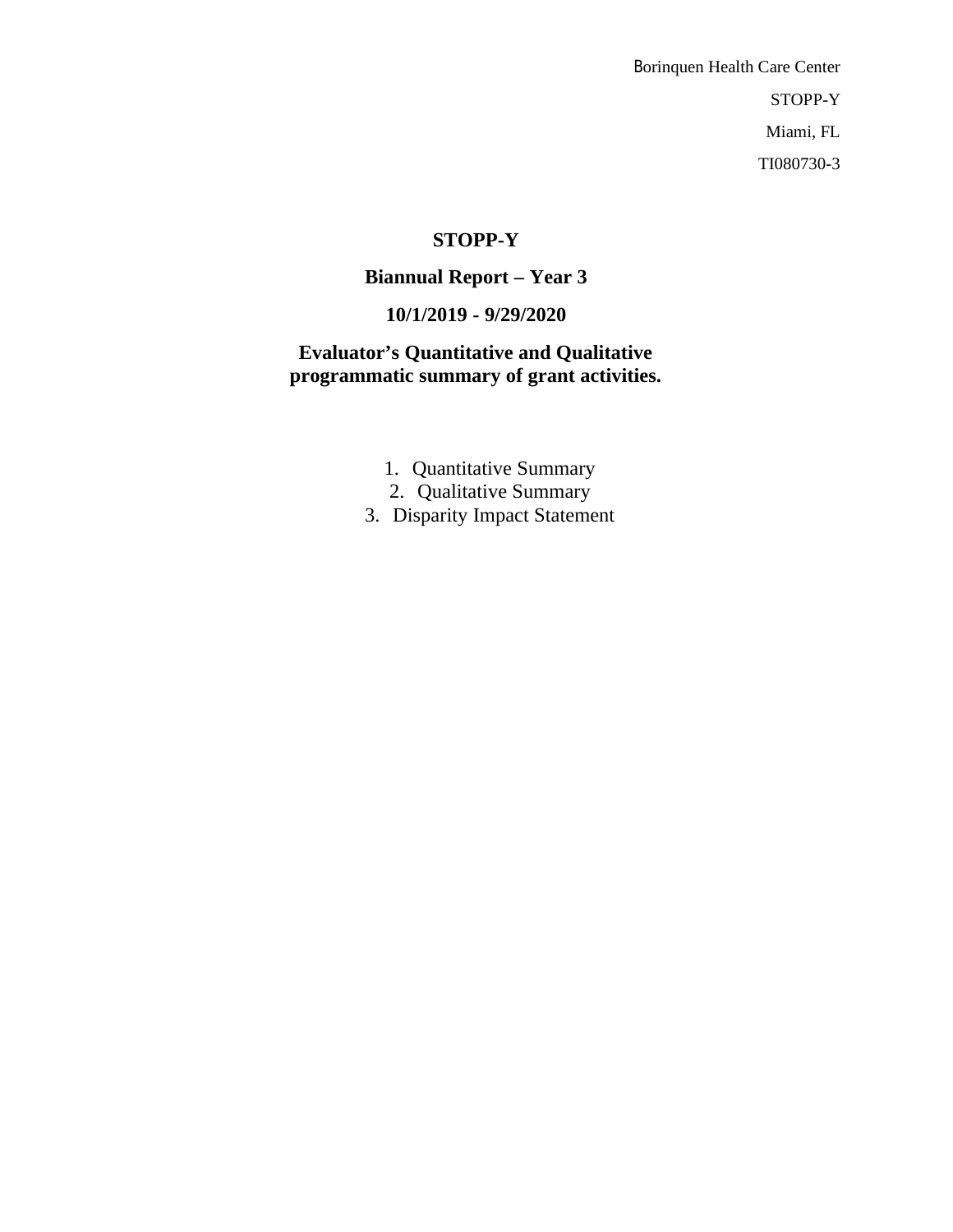Borinquen Health Care Center

STOPP-Y

Miami, FL

TI080730-3

# STOPP-Y

## Biannual Report – Year 3

## 10/1/2019 - 9/29/2020

## Evaluator's Quantitative and Qualitative programmatic summary of grant activities.

1. Quantitative Summary
2. Qualitative Summary
3. Disparity Impact Statement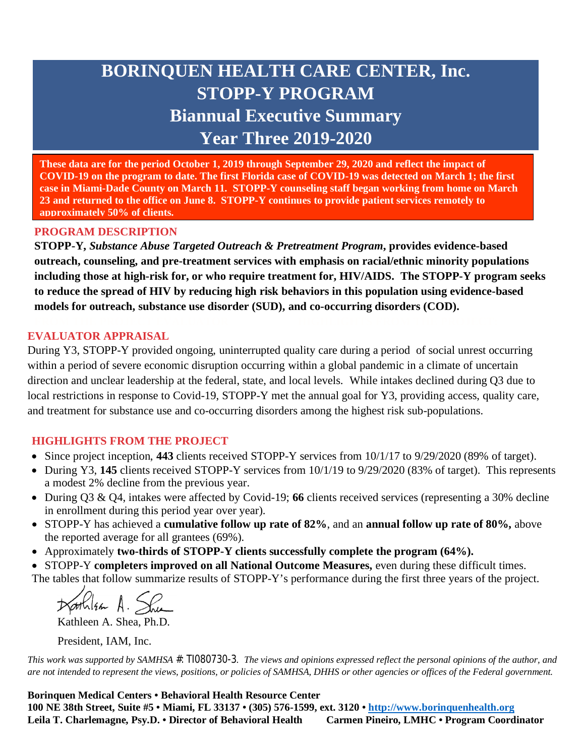# BORINQUEN HEALTH CARE CENTER, Inc.
# STOPP-Y PROGRAM
## Biannual Executive Summary
## Year Three 2019-2020

**These data are for the period October 1, 2019 through September 29, 2020 and reflect the impact of COVID-19 on the program to date. The first Florida case of COVID-19 was detected on March 1; the first case in Miami-Dade County on March 11. STOPP-Y counseling staff began working from home on March 23 and returned to the office on June 8. STOPP-Y continues to provide patient services remotely to approximately 50% of clients.**

### PROGRAM DESCRIPTION

**STOPP-Y, *Substance Abuse Targeted Outreach & Pretreatment Program*, provides evidence-based outreach, counseling, and pre-treatment services with emphasis on racial/ethnic minority populations including those at high-risk for, or who require treatment for, HIV/AIDS. The STOPP-Y program seeks to reduce the spread of HIV by reducing high risk behaviors in this population using evidence-based models for outreach, substance use disorder (SUD), and co-occurring disorders (COD).**

### EVALUATOR APPRAISAL

During Y3, STOPP-Y provided ongoing, uninterrupted quality care during a period of social unrest occurring within a period of severe economic disruption occurring within a global pandemic in a climate of uncertain direction and unclear leadership at the federal, state, and local levels. While intakes declined during Q3 due to local restrictions in response to Covid-19, STOPP-Y met the annual goal for Y3, providing access, quality care, and treatment for substance use and co-occurring disorders among the highest risk sub-populations.

### HIGHLIGHTS FROM THE PROJECT

- Since project inception, **443** clients received STOPP-Y services from 10/1/17 to 9/29/2020 (89% of target).
- During Y3, **145** clients received STOPP-Y services from 10/1/19 to 9/29/2020 (83% of target). This represents a modest 2% decline from the previous year.
- During Q3 & Q4, intakes were affected by Covid-19; **66** clients received services (representing a 30% decline in enrollment during this period year over year).
- STOPP-Y has achieved a **cumulative follow up rate of 82%**, and an **annual follow up rate of 80%,** above the reported average for all grantees (69%).
- Approximately **two-thirds of STOPP-Y clients successfully complete the program (64%).**
- STOPP-Y **completers improved on all National Outcome Measures,** even during these difficult times.

The tables that follow summarize results of STOPP-Y's performance during the first three years of the project.

Kathleen A. Shea, Ph.D.

President, IAM, Inc.

*This work was supported by SAMHSA #:* TI080730-3. *The views and opinions expressed reflect the personal opinions of the author, and are not intended to represent the views, positions, or policies of SAMHSA, DHHS or other agencies or offices of the Federal government.*

**Borinquen Medical Centers • Behavioral Health Resource Center**
**100 NE 38th Street, Suite #5 • Miami, FL 33137 • (305) 576-1599, ext. 3120 • [http://www.borinquenhealth.org](http://www.borinquenhealth.org)**
**Leila T. Charlemagne, Psy.D. • Director of Behavioral Health    Carmen Pineiro, LMHC • Program Coordinator**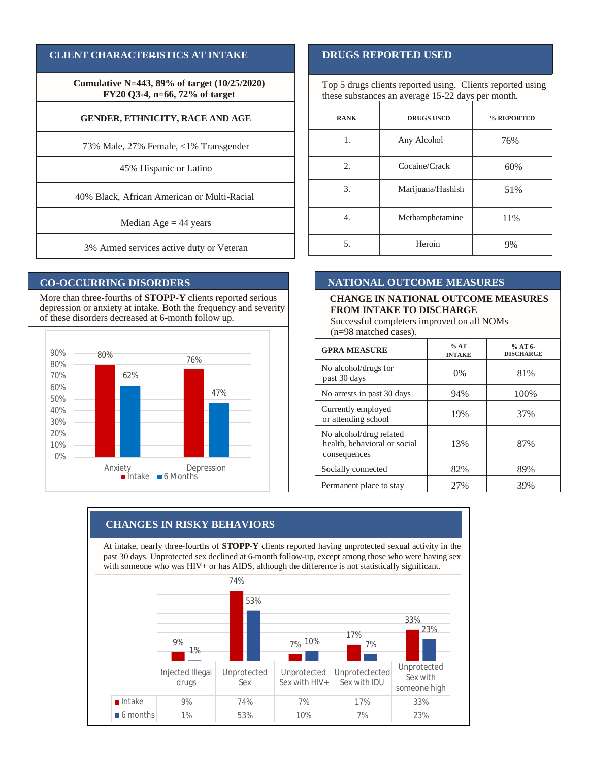## CLIENT CHARACTERISTICS AT INTAKE

**Cumulative N=443, 89% of target (10/25/2020)**
**FY20 Q3-4, n=66, 72% of target**

| GENDER, ETHNICITY, RACE AND AGE |
|---|
| 73% Male, 27% Female, <1% Transgender |
| 45% Hispanic or Latino |
| 40% Black, African American or Multi-Racial |
| Median Age = 44 years |
| 3% Armed services active duty or Veteran |

## DRUGS REPORTED USED

Top 5 drugs clients reported using. Clients reported using these substances an average 15-22 days per month.

| RANK | DRUGS USED | % REPORTED |
|---|---|---|
| 1. | Any Alcohol | 76% |
| 2. | Cocaine/Crack | 60% |
| 3. | Marijuana/Hashish | 51% |
| 4. | Methamphetamine | 11% |
| 5. | Heroin | 9% |

## CO-OCCURRING DISORDERS

More than three-fourths of **STOPP-Y** clients reported serious depression or anxiety at intake. Both the frequency and severity of these disorders decreased at 6-month follow up.

| | Intake | 6 Months |
|---|---|---|
| Anxiety | 80% | 62% |
| Depression | 76% | 47% |

## NATIONAL OUTCOME MEASURES

**CHANGE IN NATIONAL OUTCOME MEASURES FROM INTAKE TO DISCHARGE**
Successful completers improved on all NOMs (n=98 matched cases).

| GPRA MEASURE | % AT INTAKE | % AT 6-DISCHARGE |
|---|---|---|
| No alcohol/drugs for past 30 days | 0% | 81% |
| No arrests in past 30 days | 94% | 100% |
| Currently employed or attending school | 19% | 37% |
| No alcohol/drug related health, behavioral or social consequences | 13% | 87% |
| Socially connected | 82% | 89% |
| Permanent place to stay | 27% | 39% |

## CHANGES IN RISKY BEHAVIORS

At intake, nearly three-fourths of **STOPP-Y** clients reported having unprotected sexual activity in the past 30 days. Unprotected sex declined at 6-month follow-up, except among those who were having sex with someone who was HIV+ or has AIDS, although the difference is not statistically significant.

| | Injected Illegal drugs | Unprotected Sex | Unprotected Sex with HIV+ | Unprotectected Sex with IDU | Unprotected Sex with someone high |
|---|---|---|---|---|---|
| Intake | 9% | 74% | 7% | 17% | 33% |
| 6 months | 1% | 53% | 10% | 7% | 23% |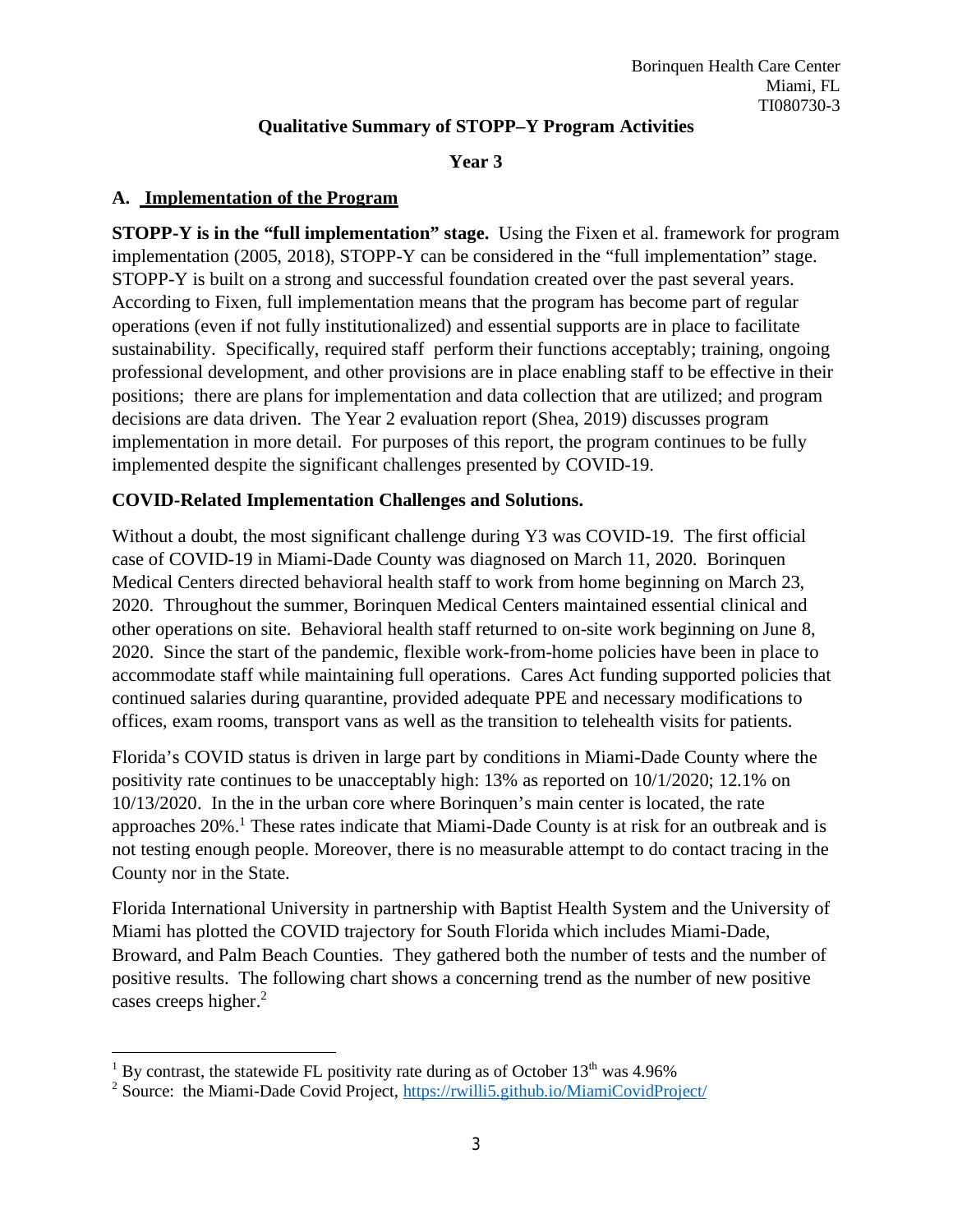Borinquen Health Care Center
Miami, FL
TI080730-3

## Qualitative Summary of STOPP–Y Program Activities

### Year 3

### A. Implementation of the Program

**STOPP-Y is in the "full implementation" stage.** Using the Fixen et al. framework for program implementation (2005, 2018), STOPP-Y can be considered in the "full implementation" stage. STOPP-Y is built on a strong and successful foundation created over the past several years. According to Fixen, full implementation means that the program has become part of regular operations (even if not fully institutionalized) and essential supports are in place to facilitate sustainability. Specifically, required staff perform their functions acceptably; training, ongoing professional development, and other provisions are in place enabling staff to be effective in their positions; there are plans for implementation and data collection that are utilized; and program decisions are data driven. The Year 2 evaluation report (Shea, 2019) discusses program implementation in more detail. For purposes of this report, the program continues to be fully implemented despite the significant challenges presented by COVID-19.

**COVID-Related Implementation Challenges and Solutions.**

Without a doubt, the most significant challenge during Y3 was COVID-19. The first official case of COVID-19 in Miami-Dade County was diagnosed on March 11, 2020. Borinquen Medical Centers directed behavioral health staff to work from home beginning on March 23, 2020. Throughout the summer, Borinquen Medical Centers maintained essential clinical and other operations on site. Behavioral health staff returned to on-site work beginning on June 8, 2020. Since the start of the pandemic, flexible work-from-home policies have been in place to accommodate staff while maintaining full operations. Cares Act funding supported policies that continued salaries during quarantine, provided adequate PPE and necessary modifications to offices, exam rooms, transport vans as well as the transition to telehealth visits for patients.

Florida's COVID status is driven in large part by conditions in Miami-Dade County where the positivity rate continues to be unacceptably high: 13% as reported on 10/1/2020; 12.1% on 10/13/2020. In the in the urban core where Borinquen's main center is located, the rate approaches 20%.[1] These rates indicate that Miami-Dade County is at risk for an outbreak and is not testing enough people. Moreover, there is no measurable attempt to do contact tracing in the County nor in the State.

Florida International University in partnership with Baptist Health System and the University of Miami has plotted the COVID trajectory for South Florida which includes Miami-Dade, Broward, and Palm Beach Counties. They gathered both the number of tests and the number of positive results. The following chart shows a concerning trend as the number of new positive cases creeps higher.[2]

---

[1] By contrast, the statewide FL positivity rate during as of October 13th was 4.96%

[2] Source: the Miami-Dade Covid Project, https://rwilli5.github.io/MiamiCovidProject/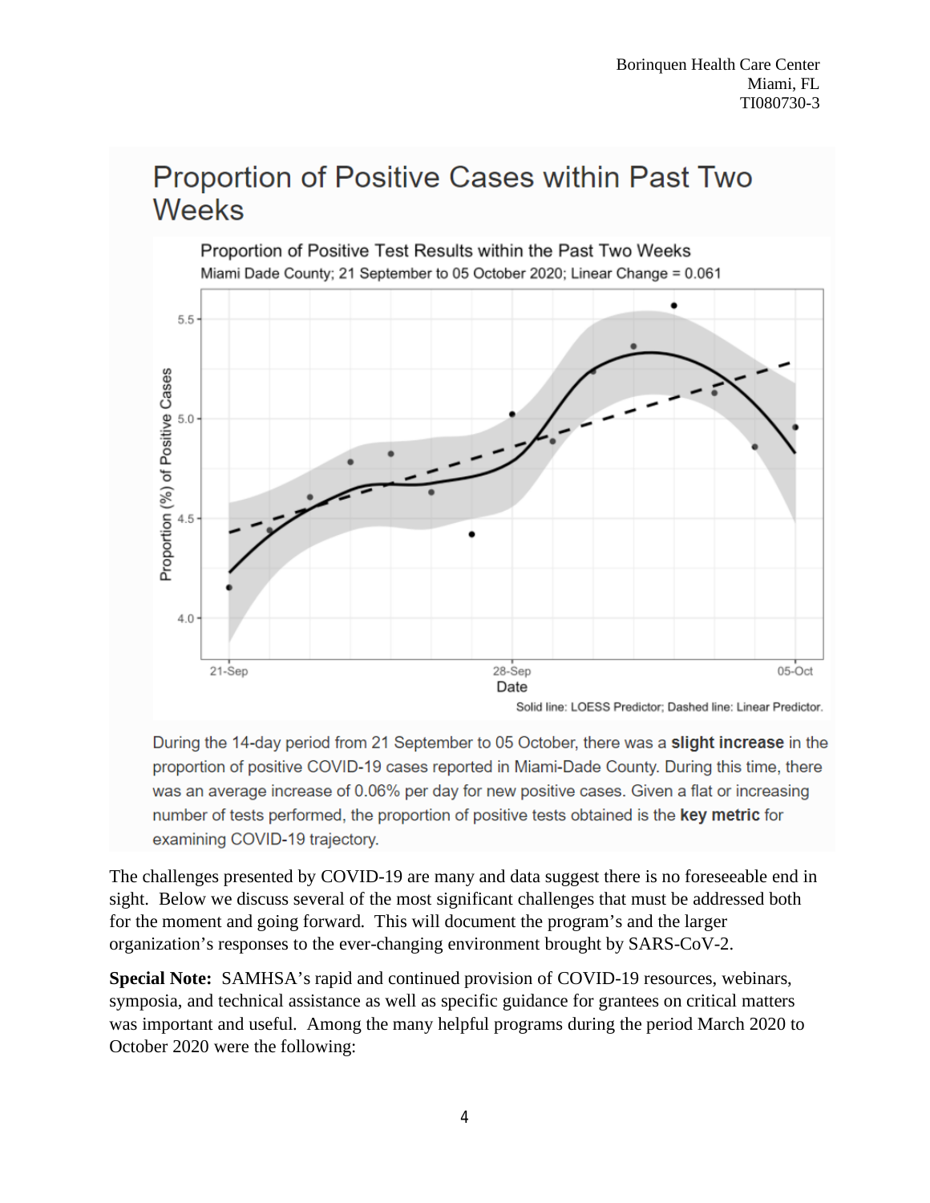## Proportion of Positive Cases within Past Two Weeks

Proportion of Positive Test Results within the Past Two Weeks

Miami Dade County; 21 September to 05 October 2020; Linear Change = 0.061

Solid line: LOESS Predictor; Dashed line: Linear Predictor.

During the 14-day period from 21 September to 05 October, there was a **slight increase** in the proportion of positive COVID-19 cases reported in Miami-Dade County. During this time, there was an average increase of 0.06% per day for new positive cases. Given a flat or increasing number of tests performed, the proportion of positive tests obtained is the **key metric** for examining COVID-19 trajectory.

The challenges presented by COVID-19 are many and data suggest there is no foreseeable end in sight. Below we discuss several of the most significant challenges that must be addressed both for the moment and going forward. This will document the program's and the larger organization's responses to the ever-changing environment brought by SARS-CoV-2.

**Special Note:** SAMHSA's rapid and continued provision of COVID-19 resources, webinars, symposia, and technical assistance as well as specific guidance for grantees on critical matters was important and useful. Among the many helpful programs during the period March 2020 to October 2020 were the following: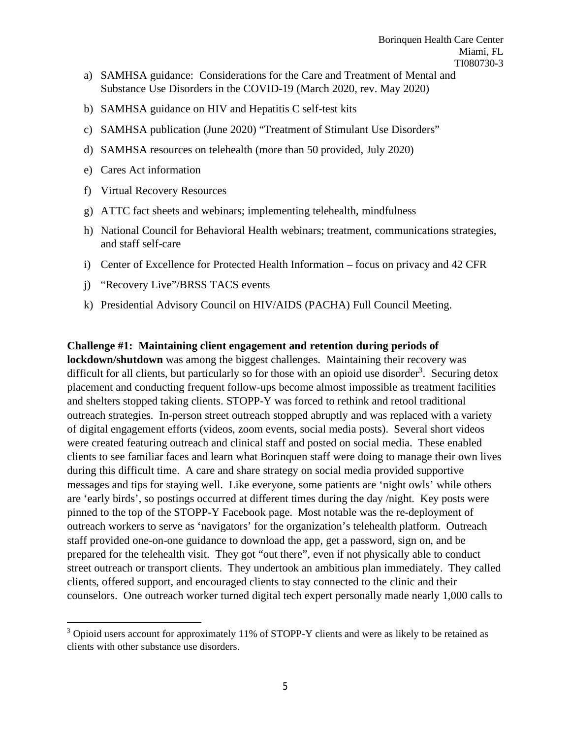a) SAMHSA guidance: Considerations for the Care and Treatment of Mental and Substance Use Disorders in the COVID-19 (March 2020, rev. May 2020)

b) SAMHSA guidance on HIV and Hepatitis C self-test kits

c) SAMHSA publication (June 2020) "Treatment of Stimulant Use Disorders"

d) SAMHSA resources on telehealth (more than 50 provided, July 2020)

e) Cares Act information

f) Virtual Recovery Resources

g) ATTC fact sheets and webinars; implementing telehealth, mindfulness

h) National Council for Behavioral Health webinars; treatment, communications strategies, and staff self-care

i) Center of Excellence for Protected Health Information – focus on privacy and 42 CFR

j) "Recovery Live"/BRSS TACS events

k) Presidential Advisory Council on HIV/AIDS (PACHA) Full Council Meeting.

**Challenge #1: Maintaining client engagement and retention during periods of lockdown/shutdown** was among the biggest challenges. Maintaining their recovery was difficult for all clients, but particularly so for those with an opioid use disorder[3]. Securing detox placement and conducting frequent follow-ups become almost impossible as treatment facilities and shelters stopped taking clients. STOPP-Y was forced to rethink and retool traditional outreach strategies. In-person street outreach stopped abruptly and was replaced with a variety of digital engagement efforts (videos, zoom events, social media posts). Several short videos were created featuring outreach and clinical staff and posted on social media. These enabled clients to see familiar faces and learn what Borinquen staff were doing to manage their own lives during this difficult time. A care and share strategy on social media provided supportive messages and tips for staying well. Like everyone, some patients are 'night owls' while others are 'early birds', so postings occurred at different times during the day /night. Key posts were pinned to the top of the STOPP-Y Facebook page. Most notable was the re-deployment of outreach workers to serve as 'navigators' for the organization's telehealth platform. Outreach staff provided one-on-one guidance to download the app, get a password, sign on, and be prepared for the telehealth visit. They got "out there", even if not physically able to conduct street outreach or transport clients. They undertook an ambitious plan immediately. They called clients, offered support, and encouraged clients to stay connected to the clinic and their counselors. One outreach worker turned digital tech expert personally made nearly 1,000 calls to

[3] Opioid users account for approximately 11% of STOPP-Y clients and were as likely to be retained as clients with other substance use disorders.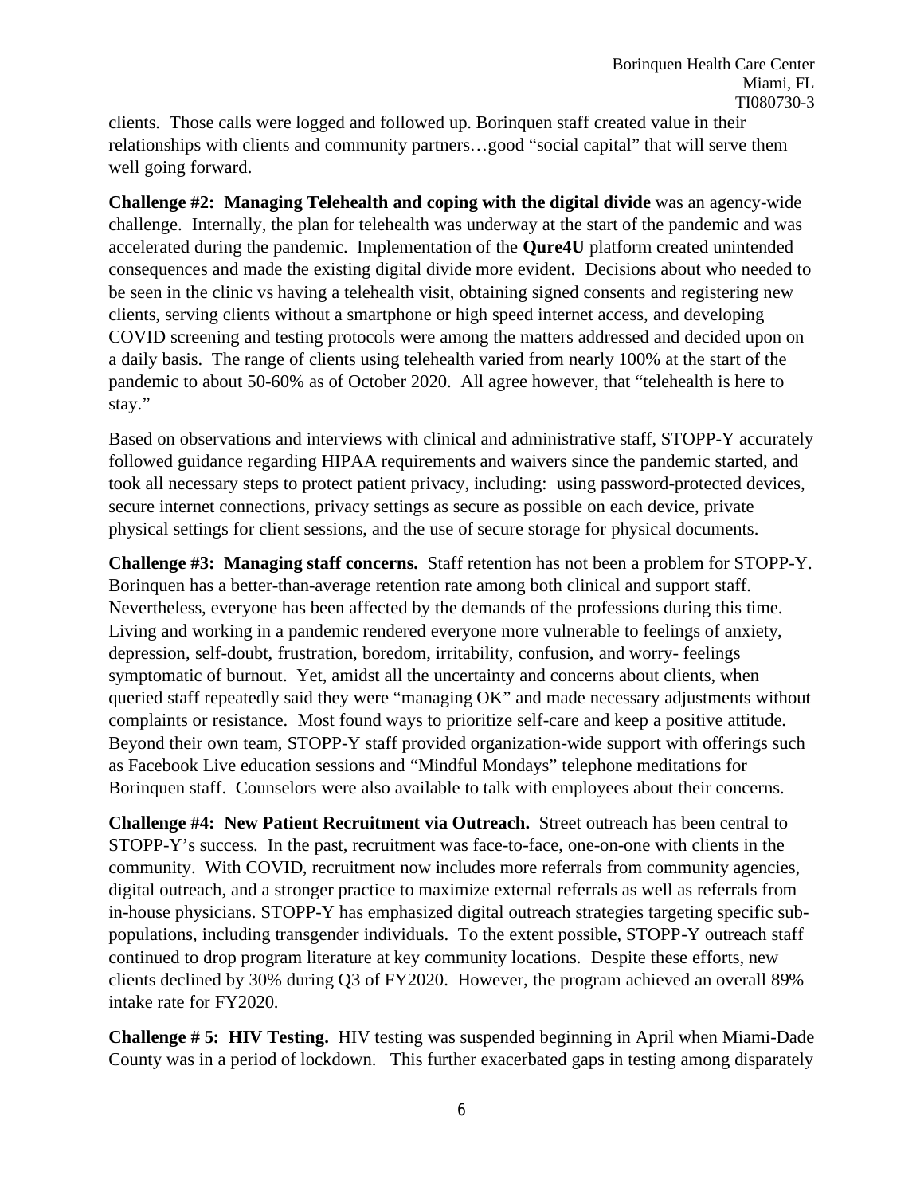clients. Those calls were logged and followed up. Borinquen staff created value in their relationships with clients and community partners…good "social capital" that will serve them well going forward.

**Challenge #2: Managing Telehealth and coping with the digital divide** was an agency-wide challenge. Internally, the plan for telehealth was underway at the start of the pandemic and was accelerated during the pandemic. Implementation of the **Qure4U** platform created unintended consequences and made the existing digital divide more evident. Decisions about who needed to be seen in the clinic vs having a telehealth visit, obtaining signed consents and registering new clients, serving clients without a smartphone or high speed internet access, and developing COVID screening and testing protocols were among the matters addressed and decided upon on a daily basis. The range of clients using telehealth varied from nearly 100% at the start of the pandemic to about 50-60% as of October 2020. All agree however, that "telehealth is here to stay."

Based on observations and interviews with clinical and administrative staff, STOPP-Y accurately followed guidance regarding HIPAA requirements and waivers since the pandemic started, and took all necessary steps to protect patient privacy, including: using password-protected devices, secure internet connections, privacy settings as secure as possible on each device, private physical settings for client sessions, and the use of secure storage for physical documents.

**Challenge #3: Managing staff concerns.** Staff retention has not been a problem for STOPP-Y. Borinquen has a better-than-average retention rate among both clinical and support staff. Nevertheless, everyone has been affected by the demands of the professions during this time. Living and working in a pandemic rendered everyone more vulnerable to feelings of anxiety, depression, self-doubt, frustration, boredom, irritability, confusion, and worry- feelings symptomatic of burnout. Yet, amidst all the uncertainty and concerns about clients, when queried staff repeatedly said they were "managing OK" and made necessary adjustments without complaints or resistance. Most found ways to prioritize self-care and keep a positive attitude. Beyond their own team, STOPP-Y staff provided organization-wide support with offerings such as Facebook Live education sessions and "Mindful Mondays" telephone meditations for Borinquen staff. Counselors were also available to talk with employees about their concerns.

**Challenge #4: New Patient Recruitment via Outreach.** Street outreach has been central to STOPP-Y's success. In the past, recruitment was face-to-face, one-on-one with clients in the community. With COVID, recruitment now includes more referrals from community agencies, digital outreach, and a stronger practice to maximize external referrals as well as referrals from in-house physicians. STOPP-Y has emphasized digital outreach strategies targeting specific sub-populations, including transgender individuals. To the extent possible, STOPP-Y outreach staff continued to drop program literature at key community locations. Despite these efforts, new clients declined by 30% during Q3 of FY2020. However, the program achieved an overall 89% intake rate for FY2020.

**Challenge # 5: HIV Testing.** HIV testing was suspended beginning in April when Miami-Dade County was in a period of lockdown. This further exacerbated gaps in testing among disparately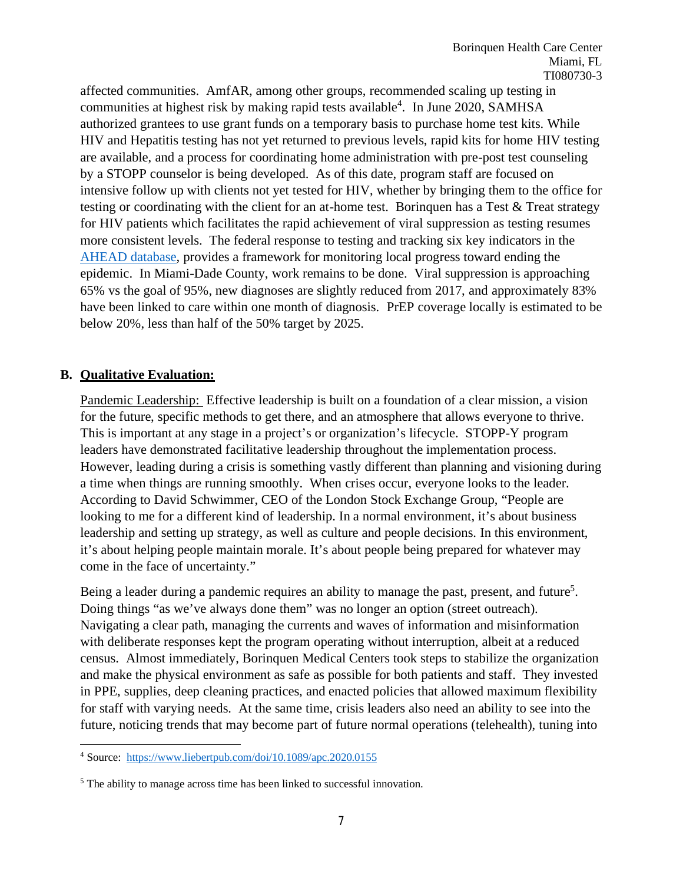affected communities. AmfAR, among other groups, recommended scaling up testing in communities at highest risk by making rapid tests available[4]. In June 2020, SAMHSA authorized grantees to use grant funds on a temporary basis to purchase home test kits. While HIV and Hepatitis testing has not yet returned to previous levels, rapid kits for home HIV testing are available, and a process for coordinating home administration with pre-post test counseling by a STOPP counselor is being developed. As of this date, program staff are focused on intensive follow up with clients not yet tested for HIV, whether by bringing them to the office for testing or coordinating with the client for an at-home test. Borinquen has a Test & Treat strategy for HIV patients which facilitates the rapid achievement of viral suppression as testing resumes more consistent levels. The federal response to testing and tracking six key indicators in the AHEAD database, provides a framework for monitoring local progress toward ending the epidemic. In Miami-Dade County, work remains to be done. Viral suppression is approaching 65% vs the goal of 95%, new diagnoses are slightly reduced from 2017, and approximately 83% have been linked to care within one month of diagnosis. PrEP coverage locally is estimated to be below 20%, less than half of the 50% target by 2025.

## B. Qualitative Evaluation:

Pandemic Leadership: Effective leadership is built on a foundation of a clear mission, a vision for the future, specific methods to get there, and an atmosphere that allows everyone to thrive. This is important at any stage in a project's or organization's lifecycle. STOPP-Y program leaders have demonstrated facilitative leadership throughout the implementation process. However, leading during a crisis is something vastly different than planning and visioning during a time when things are running smoothly. When crises occur, everyone looks to the leader. According to David Schwimmer, CEO of the London Stock Exchange Group, "People are looking to me for a different kind of leadership. In a normal environment, it's about business leadership and setting up strategy, as well as culture and people decisions. In this environment, it's about helping people maintain morale. It's about people being prepared for whatever may come in the face of uncertainty."

Being a leader during a pandemic requires an ability to manage the past, present, and future[5]. Doing things "as we've always done them" was no longer an option (street outreach). Navigating a clear path, managing the currents and waves of information and misinformation with deliberate responses kept the program operating without interruption, albeit at a reduced census. Almost immediately, Borinquen Medical Centers took steps to stabilize the organization and make the physical environment as safe as possible for both patients and staff. They invested in PPE, supplies, deep cleaning practices, and enacted policies that allowed maximum flexibility for staff with varying needs. At the same time, crisis leaders also need an ability to see into the future, noticing trends that may become part of future normal operations (telehealth), tuning into

---

[4] Source: https://www.liebertpub.com/doi/10.1089/apc.2020.0155

[5] The ability to manage across time has been linked to successful innovation.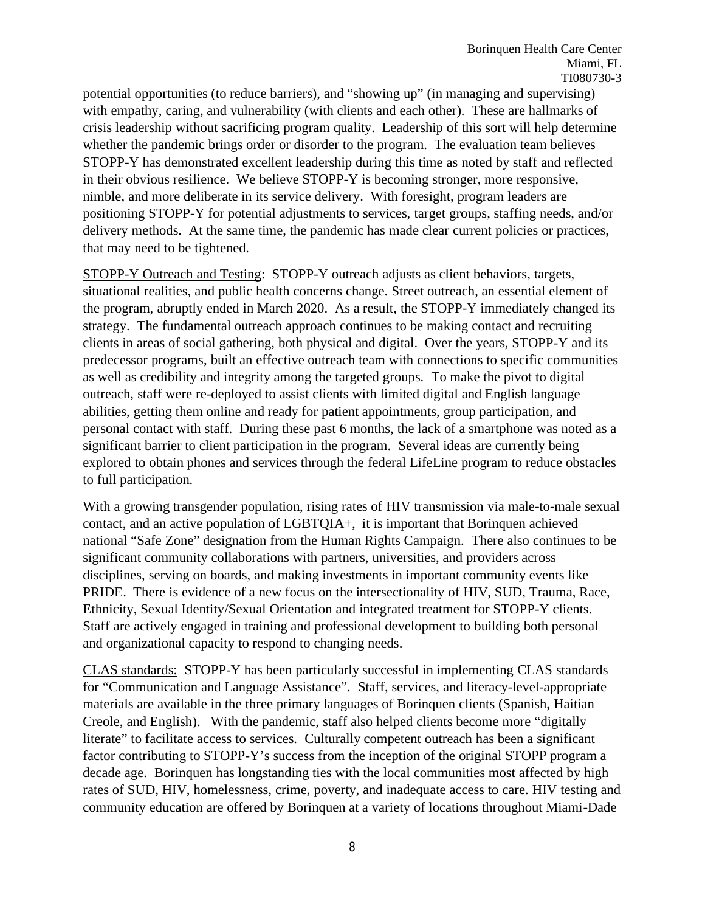potential opportunities (to reduce barriers), and "showing up" (in managing and supervising) with empathy, caring, and vulnerability (with clients and each other). These are hallmarks of crisis leadership without sacrificing program quality. Leadership of this sort will help determine whether the pandemic brings order or disorder to the program. The evaluation team believes STOPP-Y has demonstrated excellent leadership during this time as noted by staff and reflected in their obvious resilience. We believe STOPP-Y is becoming stronger, more responsive, nimble, and more deliberate in its service delivery. With foresight, program leaders are positioning STOPP-Y for potential adjustments to services, target groups, staffing needs, and/or delivery methods. At the same time, the pandemic has made clear current policies or practices, that may need to be tightened.

STOPP-Y Outreach and Testing: STOPP-Y outreach adjusts as client behaviors, targets, situational realities, and public health concerns change. Street outreach, an essential element of the program, abruptly ended in March 2020. As a result, the STOPP-Y immediately changed its strategy. The fundamental outreach approach continues to be making contact and recruiting clients in areas of social gathering, both physical and digital. Over the years, STOPP-Y and its predecessor programs, built an effective outreach team with connections to specific communities as well as credibility and integrity among the targeted groups. To make the pivot to digital outreach, staff were re-deployed to assist clients with limited digital and English language abilities, getting them online and ready for patient appointments, group participation, and personal contact with staff. During these past 6 months, the lack of a smartphone was noted as a significant barrier to client participation in the program. Several ideas are currently being explored to obtain phones and services through the federal LifeLine program to reduce obstacles to full participation.

With a growing transgender population, rising rates of HIV transmission via male-to-male sexual contact, and an active population of LGBTQIA+, it is important that Borinquen achieved national "Safe Zone" designation from the Human Rights Campaign. There also continues to be significant community collaborations with partners, universities, and providers across disciplines, serving on boards, and making investments in important community events like PRIDE. There is evidence of a new focus on the intersectionality of HIV, SUD, Trauma, Race, Ethnicity, Sexual Identity/Sexual Orientation and integrated treatment for STOPP-Y clients. Staff are actively engaged in training and professional development to building both personal and organizational capacity to respond to changing needs.

CLAS standards: STOPP-Y has been particularly successful in implementing CLAS standards for "Communication and Language Assistance". Staff, services, and literacy-level-appropriate materials are available in the three primary languages of Borinquen clients (Spanish, Haitian Creole, and English). With the pandemic, staff also helped clients become more "digitally literate" to facilitate access to services. Culturally competent outreach has been a significant factor contributing to STOPP-Y's success from the inception of the original STOPP program a decade age. Borinquen has longstanding ties with the local communities most affected by high rates of SUD, HIV, homelessness, crime, poverty, and inadequate access to care. HIV testing and community education are offered by Borinquen at a variety of locations throughout Miami-Dade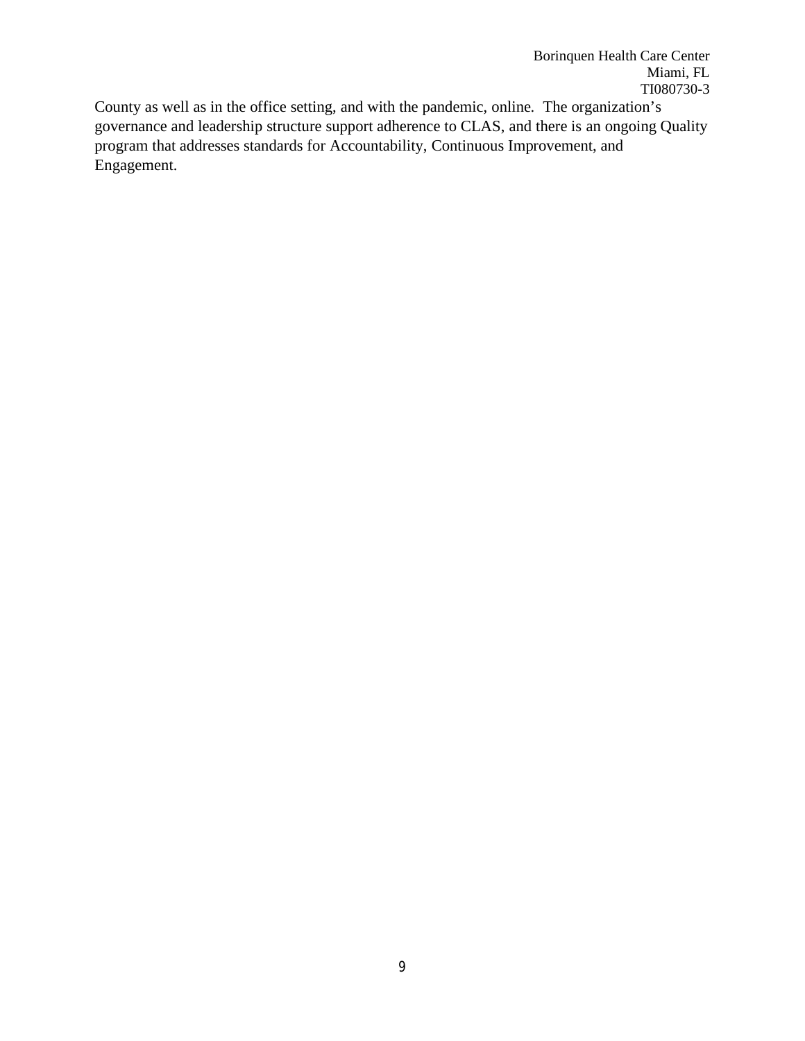County as well as in the office setting, and with the pandemic, online. The organization's governance and leadership structure support adherence to CLAS, and there is an ongoing Quality program that addresses standards for Accountability, Continuous Improvement, and Engagement.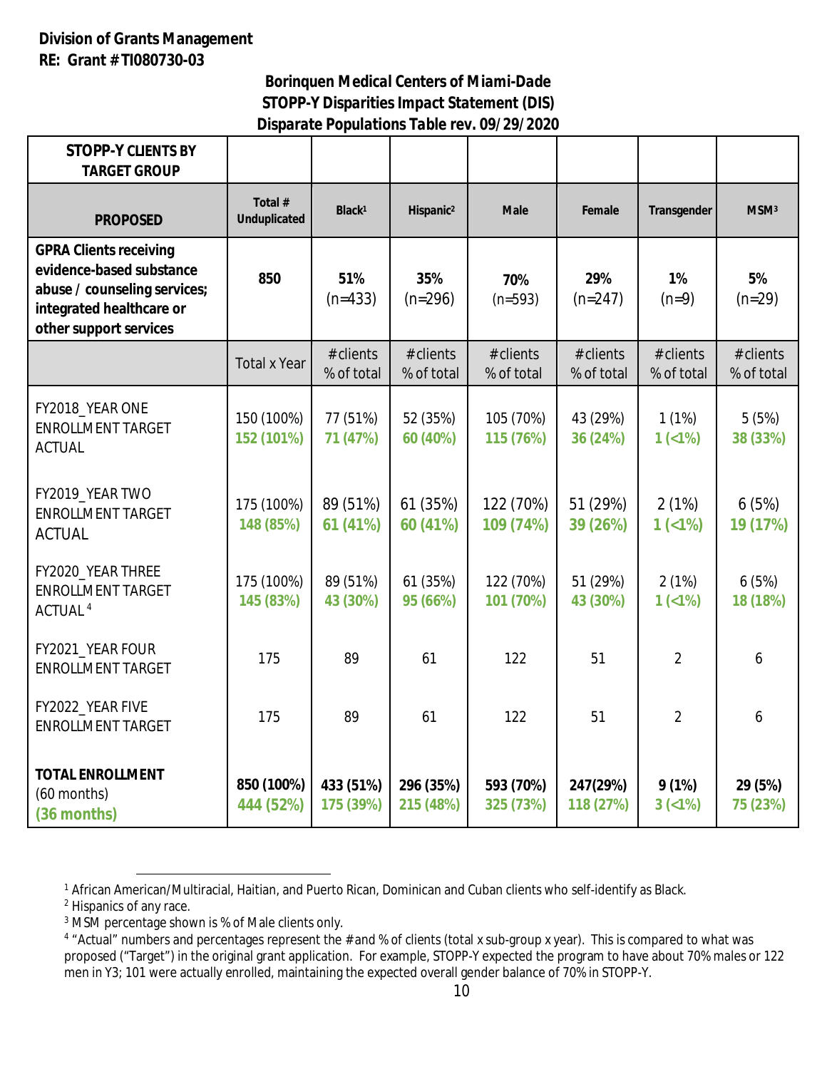**Division of Grants Management**
**RE: Grant # TI080730-03**

**Borinquen Medical Centers of Miami-Dade**
**STOPP-Y Disparities Impact Statement (DIS)**
**Disparate Populations Table rev. 09/29/2020**

| STOPP-Y CLIENTS BY TARGET GROUP | | | | | | | |
|---|---|---|---|---|---|---|---|
| **PROPOSED** | **Total # Unduplicated** | **Black[1]** | **Hispanic[2]** | **Male** | **Female** | **Transgender** | **MSM[3]** |
| **GPRA Clients receiving evidence-based substance abuse / counseling services; integrated healthcare or other support services** | **850** | **51%** (n=433) | **35%** (n=296) | **70%** (n=593) | **29%** (n=247) | **1%** (n=9) | **5%** (n=29) |
| | Total x Year | # clients % of total | # clients % of total | # clients % of total | # clients % of total | # clients % of total | # clients % of total |
| FY2018_YEAR ONE ENROLLMENT TARGET ACTUAL | 150 (100%) **152 (101%)** | 77 (51%) **71 (47%)** | 52 (35%) **60 (40%)** | 105 (70%) **115 (76%)** | 43 (29%) **36 (24%)** | 1 (1%) **1 (<1%)** | 5 (5%) **38 (33%)** |
| FY2019_YEAR TWO ENROLLMENT TARGET ACTUAL | 175 (100%) **148 (85%)** | 89 (51%) **61 (41%)** | 61 (35%) **60 (41%)** | 122 (70%) **109 (74%)** | 51 (29%) **39 (26%)** | 2 (1%) **1 (<1%)** | 6 (5%) **19 (17%)** |
| FY2020_YEAR THREE ENROLLMENT TARGET ACTUAL[4] | 175 (100%) **145 (83%)** | 89 (51%) **43 (30%)** | 61 (35%) **95 (66%)** | 122 (70%) **101 (70%)** | 51 (29%) **43 (30%)** | 2 (1%) **1 (<1%)** | 6 (5%) **18 (18%)** |
| FY2021_YEAR FOUR ENROLLMENT TARGET | 175 | 89 | 61 | 122 | 51 | 2 | 6 |
| FY2022_YEAR FIVE ENROLLMENT TARGET | 175 | 89 | 61 | 122 | 51 | 2 | 6 |
| **TOTAL ENROLLMENT** (60 months) **(36 months)** | **850 (100%)** **444 (52%)** | **433 (51%)** **175 (39%)** | **296 (35%)** **215 (48%)** | **593 (70%)** **325 (73%)** | **247(29%)** **118 (27%)** | **9 (1%)** **3 (<1%)** | **29 (5%)** **75 (23%)** |

[1] African American/Multiracial, Haitian, and Puerto Rican, Dominican and Cuban clients who self-identify as Black.
[2] Hispanics of any race.
[3] MSM percentage shown is % of Male clients only.
[4] "Actual" numbers and percentages represent the # and % of clients (total x sub-group x year). This is compared to what was proposed ("Target") in the original grant application. For example, STOPP-Y expected the program to have about 70% males or 122 men in Y3; 101 were actually enrolled, maintaining the expected overall gender balance of 70% in STOPP-Y.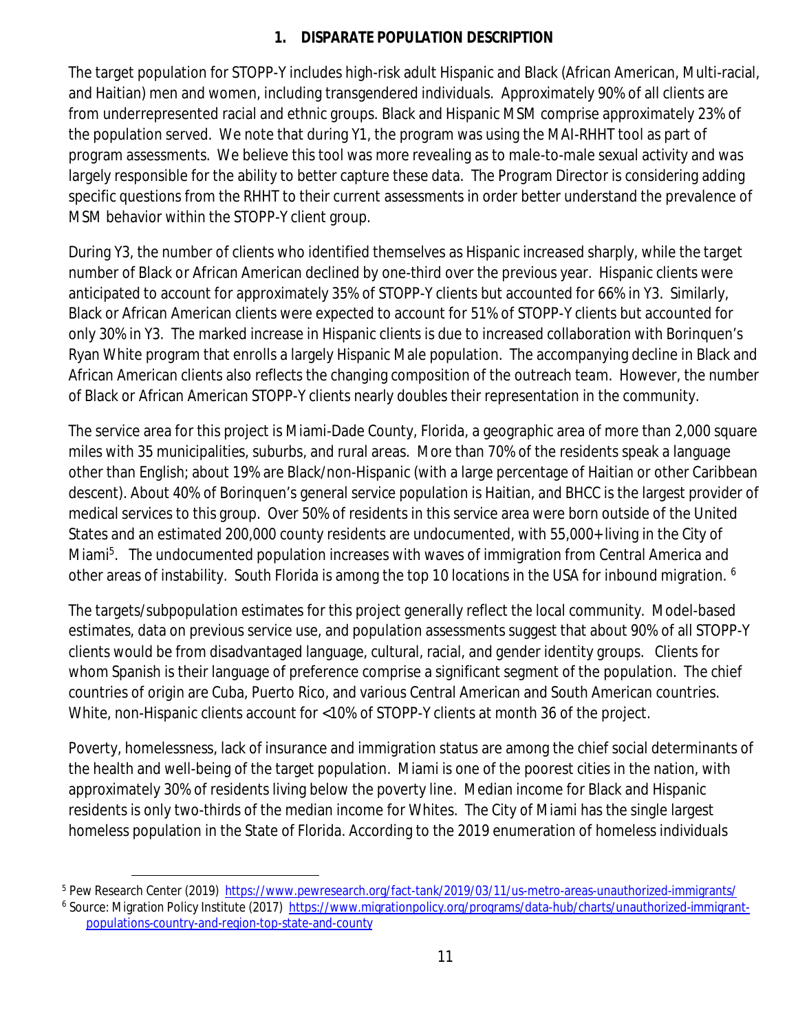## 1. DISPARATE POPULATION DESCRIPTION

The target population for STOPP-Y includes high-risk adult Hispanic and Black (African American, Multi-racial, and Haitian) men and women, including transgendered individuals. Approximately 90% of all clients are from underrepresented racial and ethnic groups. Black and Hispanic MSM comprise approximately 23% of the population served. We note that during Y1, the program was using the MAI-RHHT tool as part of program assessments. We believe this tool was more revealing as to male-to-male sexual activity and was largely responsible for the ability to better capture these data. The Program Director is considering adding specific questions from the RHHT to their current assessments in order better understand the prevalence of MSM behavior within the STOPP-Y client group.

During Y3, the number of clients who identified themselves as Hispanic increased sharply, while the target number of Black or African American declined by one-third over the previous year. Hispanic clients were anticipated to account for approximately 35% of STOPP-Y clients but accounted for 66% in Y3. Similarly, Black or African American clients were expected to account for 51% of STOPP-Y clients but accounted for only 30% in Y3. The marked increase in Hispanic clients is due to increased collaboration with Borinquen's Ryan White program that enrolls a largely Hispanic Male population. The accompanying decline in Black and African American clients also reflects the changing composition of the outreach team. However, the number of Black or African American STOPP-Y clients nearly doubles their representation in the community.

The service area for this project is Miami-Dade County, Florida, a geographic area of more than 2,000 square miles with 35 municipalities, suburbs, and rural areas. More than 70% of the residents speak a language other than English; about 19% are Black/non-Hispanic (with a large percentage of Haitian or other Caribbean descent). About 40% of Borinquen's general service population is Haitian, and BHCC is the largest provider of medical services to this group. Over 50% of residents in this service area were born outside of the United States and an estimated 200,000 county residents are undocumented, with 55,000+ living in the City of Miami[5]. The undocumented population increases with waves of immigration from Central America and other areas of instability. South Florida is among the top 10 locations in the USA for inbound migration. [6]

The targets/subpopulation estimates for this project generally reflect the local community. Model-based estimates, data on previous service use, and population assessments suggest that about 90% of all STOPP-Y clients would be from disadvantaged language, cultural, racial, and gender identity groups. Clients for whom Spanish is their language of preference comprise a significant segment of the population. The chief countries of origin are Cuba, Puerto Rico, and various Central American and South American countries. White, non-Hispanic clients account for <10% of STOPP-Y clients at month 36 of the project.

Poverty, homelessness, lack of insurance and immigration status are among the chief social determinants of the health and well-being of the target population. Miami is one of the poorest cities in the nation, with approximately 30% of residents living below the poverty line. Median income for Black and Hispanic residents is only two-thirds of the median income for Whites. The City of Miami has the single largest homeless population in the State of Florida. According to the 2019 enumeration of homeless individuals

---

[5] Pew Research Center (2019) https://www.pewresearch.org/fact-tank/2019/03/11/us-metro-areas-unauthorized-immigrants/

[6] Source: Migration Policy Institute (2017) https://www.migrationpolicy.org/programs/data-hub/charts/unauthorized-immigrant-populations-country-and-region-top-state-and-county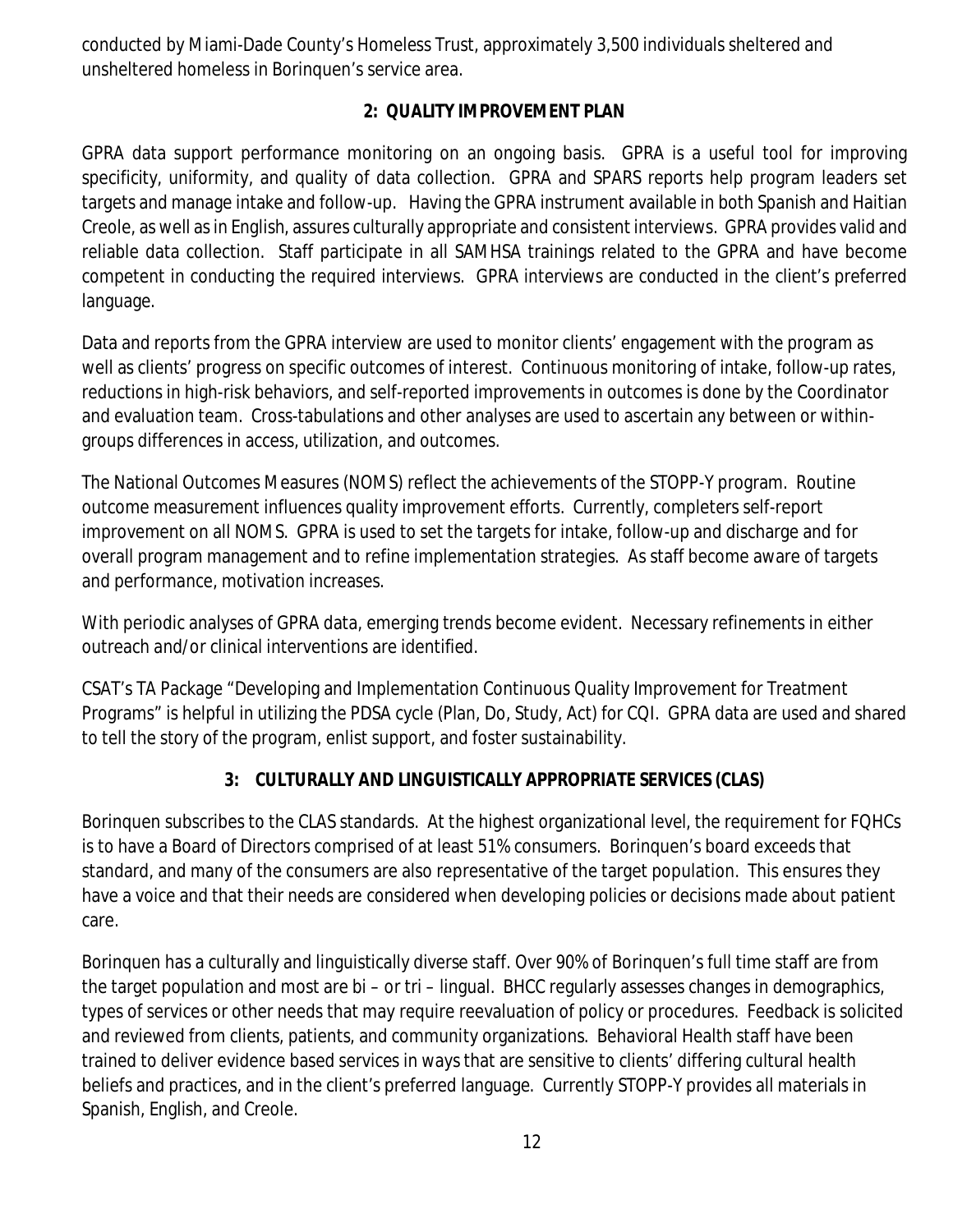conducted by Miami-Dade County's Homeless Trust, approximately 3,500 individuals sheltered and unsheltered homeless in Borinquen's service area.

## 2: QUALITY IMPROVEMENT PLAN

GPRA data support performance monitoring on an ongoing basis. GPRA is a useful tool for improving specificity, uniformity, and quality of data collection. GPRA and SPARS reports help program leaders set targets and manage intake and follow-up. Having the GPRA instrument available in both Spanish and Haitian Creole, as well as in English, assures culturally appropriate and consistent interviews. GPRA provides valid and reliable data collection. Staff participate in all SAMHSA trainings related to the GPRA and have become competent in conducting the required interviews. GPRA interviews are conducted in the client's preferred language.

Data and reports from the GPRA interview are used to monitor clients' engagement with the program as well as clients' progress on specific outcomes of interest. Continuous monitoring of intake, follow-up rates, reductions in high-risk behaviors, and self-reported improvements in outcomes is done by the Coordinator and evaluation team. Cross-tabulations and other analyses are used to ascertain any between or within-groups differences in access, utilization, and outcomes.

The National Outcomes Measures (NOMS) reflect the achievements of the STOPP-Y program. Routine outcome measurement influences quality improvement efforts. Currently, completers self-report improvement on all NOMS. GPRA is used to set the targets for intake, follow-up and discharge and for overall program management and to refine implementation strategies. As staff become aware of targets and performance, motivation increases.

With periodic analyses of GPRA data, emerging trends become evident. Necessary refinements in either outreach and/or clinical interventions are identified.

CSAT's TA Package "Developing and Implementation Continuous Quality Improvement for Treatment Programs" is helpful in utilizing the PDSA cycle (Plan, Do, Study, Act) for CQI. GPRA data are used and shared to tell the story of the program, enlist support, and foster sustainability.

## 3: CULTURALLY AND LINGUISTICALLY APPROPRIATE SERVICES (CLAS)

Borinquen subscribes to the CLAS standards. At the highest organizational level, the requirement for FQHCs is to have a Board of Directors comprised of at least 51% consumers. Borinquen's board exceeds that standard, and many of the consumers are also representative of the target population. This ensures they have a voice and that their needs are considered when developing policies or decisions made about patient care.

Borinquen has a culturally and linguistically diverse staff. Over 90% of Borinquen's full time staff are from the target population and most are bi – or tri – lingual. BHCC regularly assesses changes in demographics, types of services or other needs that may require reevaluation of policy or procedures. Feedback is solicited and reviewed from clients, patients, and community organizations. Behavioral Health staff have been trained to deliver evidence based services in ways that are sensitive to clients' differing cultural health beliefs and practices, and in the client's preferred language. Currently STOPP-Y provides all materials in Spanish, English, and Creole.